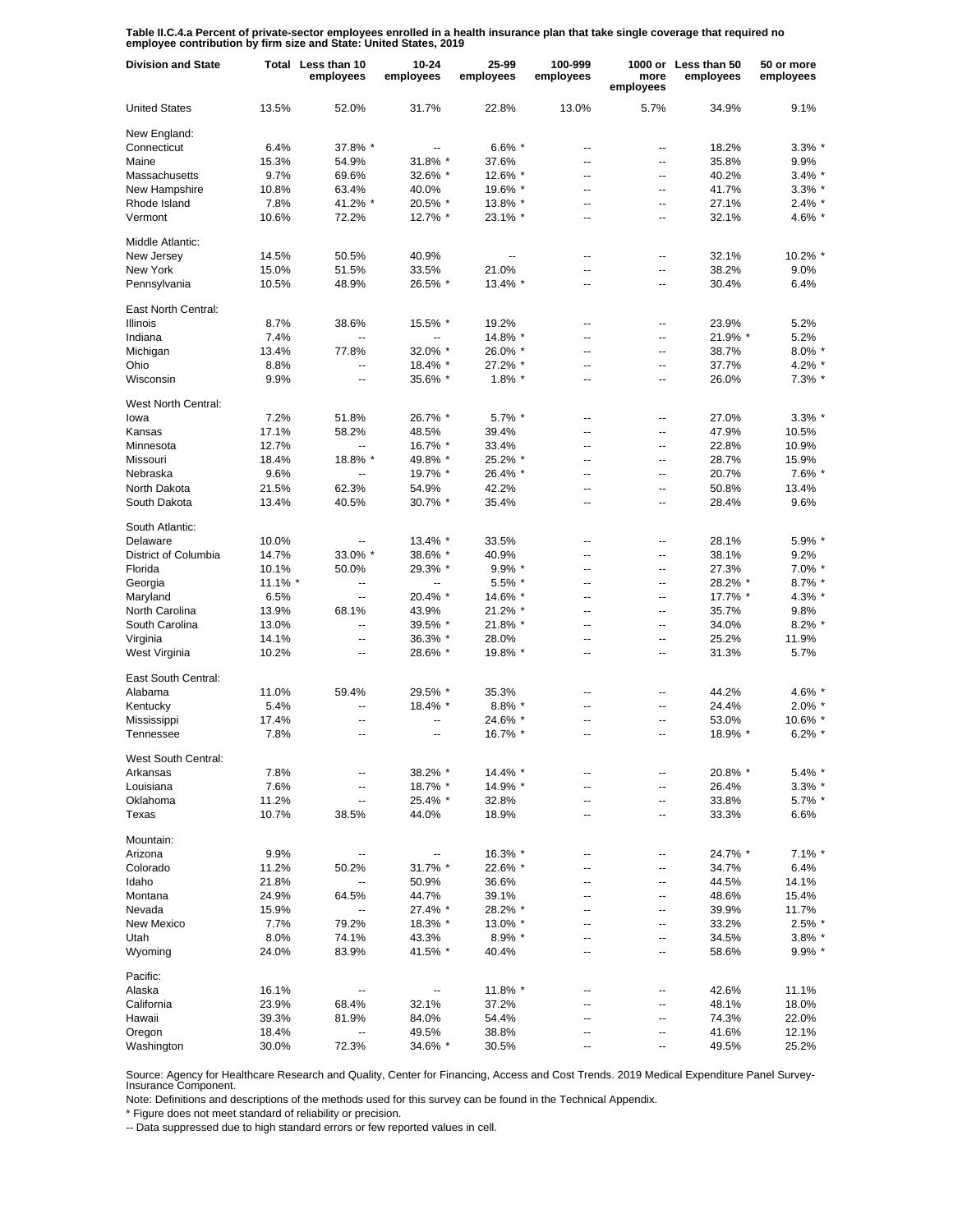**Table II.C.4.a Percent of private-sector employees enrolled in a health insurance plan that take single coverage that required no employee contribution by firm size and State: United States, 2019**

| Division and State | Total | Less than 10 employees | 10-24 employees | 25-99 employees | 100-999 employees | 1000 or more employees | Less than 50 employees | 50 or more employees |
|---|---|---|---|---|---|---|---|---|
| United States | 13.5% | 52.0% | 31.7% | 22.8% | 13.0% | 5.7% | 34.9% | 9.1% |
| New England: | | | | | | | | |
| Connecticut | 6.4% | 37.8% * | -- | 6.6% * | -- | -- | 18.2% | 3.3% * |
| Maine | 15.3% | 54.9% | 31.8% * | 37.6% | -- | -- | 35.8% | 9.9% |
| Massachusetts | 9.7% | 69.6% | 32.6% * | 12.6% * | -- | -- | 40.2% | 3.4% * |
| New Hampshire | 10.8% | 63.4% | 40.0% | 19.6% * | -- | -- | 41.7% | 3.3% * |
| Rhode Island | 7.8% | 41.2% * | 20.5% * | 13.8% * | -- | -- | 27.1% | 2.4% * |
| Vermont | 10.6% | 72.2% | 12.7% * | 23.1% * | -- | -- | 32.1% | 4.6% * |
| Middle Atlantic: | | | | | | | | |
| New Jersey | 14.5% | 50.5% | 40.9% | -- | -- | -- | 32.1% | 10.2% * |
| New York | 15.0% | 51.5% | 33.5% | 21.0% | -- | -- | 38.2% | 9.0% |
| Pennsylvania | 10.5% | 48.9% | 26.5% * | 13.4% * | -- | -- | 30.4% | 6.4% |
| East North Central: | | | | | | | | |
| Illinois | 8.7% | 38.6% | 15.5% * | 19.2% | -- | -- | 23.9% | 5.2% |
| Indiana | 7.4% | -- | -- | 14.8% * | -- | -- | 21.9% * | 5.2% |
| Michigan | 13.4% | 77.8% | 32.0% * | 26.0% * | -- | -- | 38.7% | 8.0% * |
| Ohio | 8.8% | -- | 18.4% * | 27.2% * | -- | -- | 37.7% | 4.2% * |
| Wisconsin | 9.9% | -- | 35.6% * | 1.8% * | -- | -- | 26.0% | 7.3% * |
| West North Central: | | | | | | | | |
| Iowa | 7.2% | 51.8% | 26.7% * | 5.7% * | -- | -- | 27.0% | 3.3% * |
| Kansas | 17.1% | 58.2% | 48.5% | 39.4% | -- | -- | 47.9% | 10.5% |
| Minnesota | 12.7% | -- | 16.7% * | 33.4% | -- | -- | 22.8% | 10.9% |
| Missouri | 18.4% | 18.8% * | 49.8% * | 25.2% * | -- | -- | 28.7% | 15.9% |
| Nebraska | 9.6% | -- | 19.7% * | 26.4% * | -- | -- | 20.7% | 7.6% * |
| North Dakota | 21.5% | 62.3% | 54.9% | 42.2% | -- | -- | 50.8% | 13.4% |
| South Dakota | 13.4% | 40.5% | 30.7% * | 35.4% | -- | -- | 28.4% | 9.6% |
| South Atlantic: | | | | | | | | |
| Delaware | 10.0% | -- | 13.4% * | 33.5% | -- | -- | 28.1% | 5.9% * |
| District of Columbia | 14.7% | 33.0% * | 38.6% * | 40.9% | -- | -- | 38.1% | 9.2% |
| Florida | 10.1% | 50.0% | 29.3% * | 9.9% * | -- | -- | 27.3% | 7.0% * |
| Georgia | 11.1% * | -- | -- | 5.5% * | -- | -- | 28.2% * | 8.7% * |
| Maryland | 6.5% | -- | 20.4% * | 14.6% * | -- | -- | 17.7% * | 4.3% * |
| North Carolina | 13.9% | 68.1% | 43.9% | 21.2% * | -- | -- | 35.7% | 9.8% |
| South Carolina | 13.0% | -- | 39.5% * | 21.8% * | -- | -- | 34.0% | 8.2% * |
| Virginia | 14.1% | -- | 36.3% * | 28.0% | -- | -- | 25.2% | 11.9% |
| West Virginia | 10.2% | -- | 28.6% * | 19.8% * | -- | -- | 31.3% | 5.7% |
| East South Central: | | | | | | | | |
| Alabama | 11.0% | 59.4% | 29.5% * | 35.3% | -- | -- | 44.2% | 4.6% * |
| Kentucky | 5.4% | -- | 18.4% * | 8.8% * | -- | -- | 24.4% | 2.0% * |
| Mississippi | 17.4% | -- | -- | 24.6% * | -- | -- | 53.0% | 10.6% * |
| Tennessee | 7.8% | -- | -- | 16.7% * | -- | -- | 18.9% * | 6.2% * |
| West South Central: | | | | | | | | |
| Arkansas | 7.8% | -- | 38.2% * | 14.4% * | -- | -- | 20.8% * | 5.4% * |
| Louisiana | 7.6% | -- | 18.7% * | 14.9% * | -- | -- | 26.4% | 3.3% * |
| Oklahoma | 11.2% | -- | 25.4% * | 32.8% | -- | -- | 33.8% | 5.7% * |
| Texas | 10.7% | 38.5% | 44.0% | 18.9% | -- | -- | 33.3% | 6.6% |
| Mountain: | | | | | | | | |
| Arizona | 9.9% | -- | -- | 16.3% * | -- | -- | 24.7% * | 7.1% * |
| Colorado | 11.2% | 50.2% | 31.7% * | 22.6% * | -- | -- | 34.7% | 6.4% |
| Idaho | 21.8% | -- | 50.9% | 36.6% | -- | -- | 44.5% | 14.1% |
| Montana | 24.9% | 64.5% | 44.7% | 39.1% | -- | -- | 48.6% | 15.4% |
| Nevada | 15.9% | -- | 27.4% * | 28.2% * | -- | -- | 39.9% | 11.7% |
| New Mexico | 7.7% | 79.2% | 18.3% * | 13.0% * | -- | -- | 33.2% | 2.5% * |
| Utah | 8.0% | 74.1% | 43.3% | 8.9% * | -- | -- | 34.5% | 3.8% * |
| Wyoming | 24.0% | 83.9% | 41.5% * | 40.4% | -- | -- | 58.6% | 9.9% * |
| Pacific: | | | | | | | | |
| Alaska | 16.1% | -- | -- | 11.8% * | -- | -- | 42.6% | 11.1% |
| California | 23.9% | 68.4% | 32.1% | 37.2% | -- | -- | 48.1% | 18.0% |
| Hawaii | 39.3% | 81.9% | 84.0% | 54.4% | -- | -- | 74.3% | 22.0% |
| Oregon | 18.4% | -- | 49.5% | 38.8% | -- | -- | 41.6% | 12.1% |
| Washington | 30.0% | 72.3% | 34.6% * | 30.5% | -- | -- | 49.5% | 25.2% |

Source: Agency for Healthcare Research and Quality, Center for Financing, Access and Cost Trends. 2019 Medical Expenditure Panel Survey-Insurance Component.

Note: Definitions and descriptions of the methods used for this survey can be found in the Technical Appendix.

* Figure does not meet standard of reliability or precision.

-- Data suppressed due to high standard errors or few reported values in cell.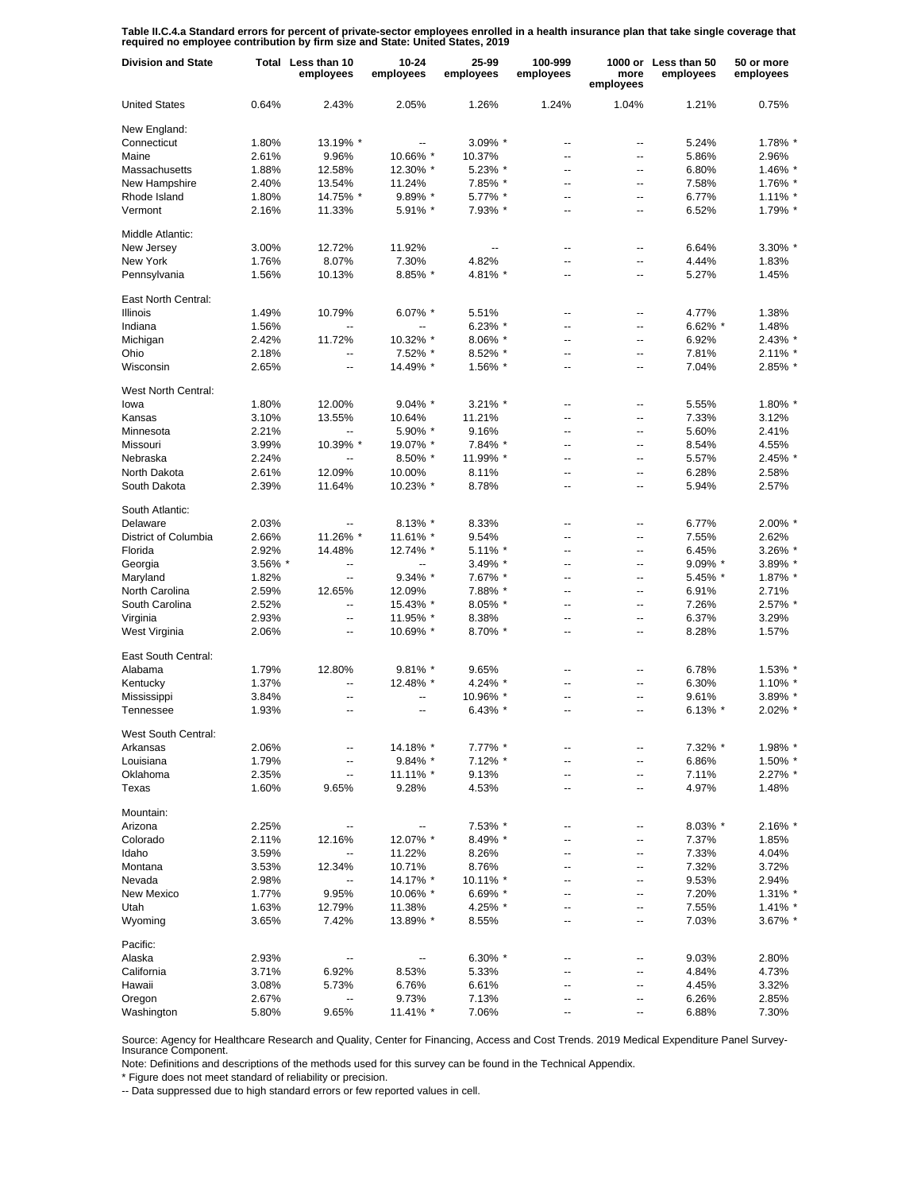**Table II.C.4.a Standard errors for percent of private-sector employees enrolled in a health insurance plan that take single coverage that required no employee contribution by firm size and State: United States, 2019**

| Division and State | Total | Less than 10 employees | 10-24 employees | 25-99 employees | 100-999 employees | 1000 or more employees | Less than 50 employees | 50 or more employees |
|---|---|---|---|---|---|---|---|---|
| United States | 0.64% | 2.43% | 2.05% | 1.26% | 1.24% | 1.04% | 1.21% | 0.75% |
| New England: | | | | | | | | |
| Connecticut | 1.80% | 13.19% * | -- | 3.09% * | -- | -- | 5.24% | 1.78% * |
| Maine | 2.61% | 9.96% | 10.66% * | 10.37% | -- | -- | 5.86% | 2.96% |
| Massachusetts | 1.88% | 12.58% | 12.30% * | 5.23% * | -- | -- | 6.80% | 1.46% * |
| New Hampshire | 2.40% | 13.54% | 11.24% | 7.85% * | -- | -- | 7.58% | 1.76% * |
| Rhode Island | 1.80% | 14.75% * | 9.89% * | 5.77% * | -- | -- | 6.77% | 1.11% * |
| Vermont | 2.16% | 11.33% | 5.91% * | 7.93% * | -- | -- | 6.52% | 1.79% * |
| Middle Atlantic: | | | | | | | | |
| New Jersey | 3.00% | 12.72% | 11.92% | -- | -- | -- | 6.64% | 3.30% * |
| New York | 1.76% | 8.07% | 7.30% | 4.82% | -- | -- | 4.44% | 1.83% |
| Pennsylvania | 1.56% | 10.13% | 8.85% * | 4.81% * | -- | -- | 5.27% | 1.45% |
| East North Central: | | | | | | | | |
| Illinois | 1.49% | 10.79% | 6.07% * | 5.51% | -- | -- | 4.77% | 1.38% |
| Indiana | 1.56% | -- | -- | 6.23% * | -- | -- | 6.62% * | 1.48% |
| Michigan | 2.42% | 11.72% | 10.32% * | 8.06% * | -- | -- | 6.92% | 2.43% * |
| Ohio | 2.18% | -- | 7.52% * | 8.52% * | -- | -- | 7.81% | 2.11% * |
| Wisconsin | 2.65% | -- | 14.49% * | 1.56% * | -- | -- | 7.04% | 2.85% * |
| West North Central: | | | | | | | | |
| Iowa | 1.80% | 12.00% | 9.04% * | 3.21% * | -- | -- | 5.55% | 1.80% * |
| Kansas | 3.10% | 13.55% | 10.64% | 11.21% | -- | -- | 7.33% | 3.12% |
| Minnesota | 2.21% | -- | 5.90% * | 9.16% | -- | -- | 5.60% | 2.41% |
| Missouri | 3.99% | 10.39% * | 19.07% * | 7.84% * | -- | -- | 8.54% | 4.55% |
| Nebraska | 2.24% | -- | 8.50% * | 11.99% * | -- | -- | 5.57% | 2.45% * |
| North Dakota | 2.61% | 12.09% | 10.00% | 8.11% | -- | -- | 6.28% | 2.58% |
| South Dakota | 2.39% | 11.64% | 10.23% * | 8.78% | -- | -- | 5.94% | 2.57% |
| South Atlantic: | | | | | | | | |
| Delaware | 2.03% | -- | 8.13% * | 8.33% | -- | -- | 6.77% | 2.00% * |
| District of Columbia | 2.66% | 11.26% * | 11.61% * | 9.54% | -- | -- | 7.55% | 2.62% |
| Florida | 2.92% | 14.48% | 12.74% * | 5.11% * | -- | -- | 6.45% | 3.26% * |
| Georgia | 3.56% * | -- | -- | 3.49% * | -- | -- | 9.09% * | 3.89% * |
| Maryland | 1.82% | -- | 9.34% * | 7.67% * | -- | -- | 5.45% * | 1.87% * |
| North Carolina | 2.59% | 12.65% | 12.09% | 7.88% * | -- | -- | 6.91% | 2.71% |
| South Carolina | 2.52% | -- | 15.43% * | 8.05% * | -- | -- | 7.26% | 2.57% * |
| Virginia | 2.93% | -- | 11.95% * | 8.38% | -- | -- | 6.37% | 3.29% |
| West Virginia | 2.06% | -- | 10.69% * | 8.70% * | -- | -- | 8.28% | 1.57% |
| East South Central: | | | | | | | | |
| Alabama | 1.79% | 12.80% | 9.81% * | 9.65% | -- | -- | 6.78% | 1.53% * |
| Kentucky | 1.37% | -- | 12.48% * | 4.24% * | -- | -- | 6.30% | 1.10% * |
| Mississippi | 3.84% | -- | -- | 10.96% * | -- | -- | 9.61% | 3.89% * |
| Tennessee | 1.93% | -- | -- | 6.43% * | -- | -- | 6.13% * | 2.02% * |
| West South Central: | | | | | | | | |
| Arkansas | 2.06% | -- | 14.18% * | 7.77% * | -- | -- | 7.32% * | 1.98% * |
| Louisiana | 1.79% | -- | 9.84% * | 7.12% * | -- | -- | 6.86% | 1.50% * |
| Oklahoma | 2.35% | -- | 11.11% * | 9.13% | -- | -- | 7.11% | 2.27% * |
| Texas | 1.60% | 9.65% | 9.28% | 4.53% | -- | -- | 4.97% | 1.48% |
| Mountain: | | | | | | | | |
| Arizona | 2.25% | -- | -- | 7.53% * | -- | -- | 8.03% * | 2.16% * |
| Colorado | 2.11% | 12.16% | 12.07% * | 8.49% * | -- | -- | 7.37% | 1.85% |
| Idaho | 3.59% | -- | 11.22% | 8.26% | -- | -- | 7.33% | 4.04% |
| Montana | 3.53% | 12.34% | 10.71% | 8.76% | -- | -- | 7.32% | 3.72% |
| Nevada | 2.98% | -- | 14.17% * | 10.11% * | -- | -- | 9.53% | 2.94% |
| New Mexico | 1.77% | 9.95% | 10.06% * | 6.69% * | -- | -- | 7.20% | 1.31% * |
| Utah | 1.63% | 12.79% | 11.38% | 4.25% * | -- | -- | 7.55% | 1.41% * |
| Wyoming | 3.65% | 7.42% | 13.89% * | 8.55% | -- | -- | 7.03% | 3.67% * |
| Pacific: | | | | | | | | |
| Alaska | 2.93% | -- | -- | 6.30% * | -- | -- | 9.03% | 2.80% |
| California | 3.71% | 6.92% | 8.53% | 5.33% | -- | -- | 4.84% | 4.73% |
| Hawaii | 3.08% | 5.73% | 6.76% | 6.61% | -- | -- | 4.45% | 3.32% |
| Oregon | 2.67% | -- | 9.73% | 7.13% | -- | -- | 6.26% | 2.85% |
| Washington | 5.80% | 9.65% | 11.41% * | 7.06% | -- | -- | 6.88% | 7.30% |

Source: Agency for Healthcare Research and Quality, Center for Financing, Access and Cost Trends. 2019 Medical Expenditure Panel Survey-Insurance Component.

Note: Definitions and descriptions of the methods used for this survey can be found in the Technical Appendix.

* Figure does not meet standard of reliability or precision.

-- Data suppressed due to high standard errors or few reported values in cell.